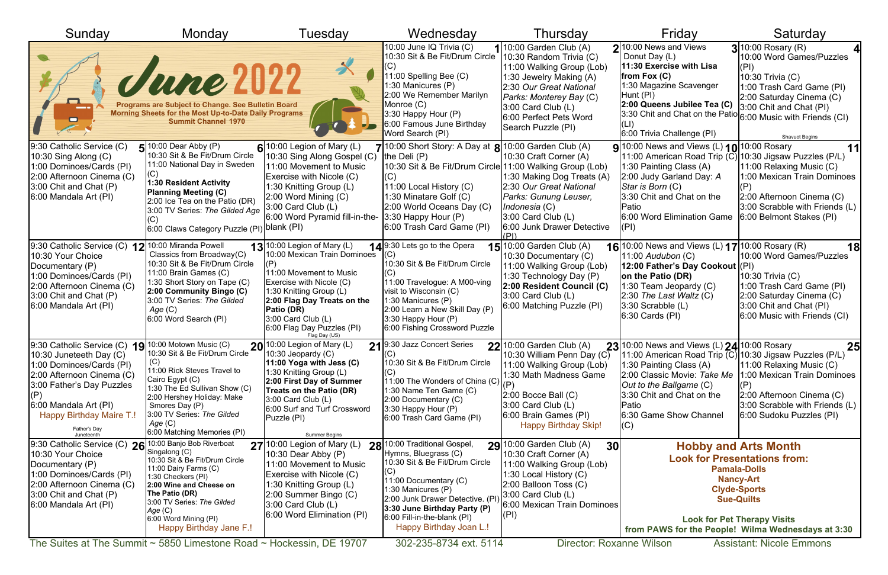# June 2022

Programs are Subject to Change. See Bulletin Board Morning Sheets for the Most Up-to-Date Daily Programs

Summit Channel 1970

| Sunday | Monday | Tuesday | Wednesday | Thursday | Friday | Saturday |
|---|---|---|---|---|---|---|
| | | | **1** 10:00 June IQ Trivia (C)<br>10:30 Sit & Be Fit/Drum Circle (C)<br>11:00 Spelling Bee (C)<br>1:30 Manicures (P)<br>2:00 We Remember Marilyn Monroe (C)<br>3:30 Happy Hour (P)<br>6:00 Famous June Birthday Word Search (PI) | **2** 10:00 Garden Club (A)<br>10:30 Random Trivia (C)<br>11:00 Walking Group (Lob)<br>1:30 Jewelry Making (A)<br>2:30 *Our Great National Parks: Monterey Bay* (C)<br>3:00 Card Club (L)<br>6:00 Perfect Pets Word Search Puzzle (PI) | **3** 10:00 News and Views Donut Day (L)<br>**11:30 Exercise with Lisa from Fox (C)**<br>1:30 Magazine Scavenger Hunt (PI)<br>**2:00 Queens Jubilee Tea (C)**<br>3:30 Chit and Chat on the Patio (LI)<br>6:00 Trivia Challenge (PI) | **4** 10:00 Rosary (R)<br>10:00 Word Games/Puzzles (PI)<br>10:30 Trivia (C)<br>1:00 Trash Card Game (PI)<br>2:00 Saturday Cinema (C)<br>3:00 Chit and Chat (PI)<br>6:00 Music with Friends (CI)<br>Shavuot Begins |
| **5** 9:30 Catholic Service (C)<br>10:30 Sing Along (C)<br>1:00 Dominoes/Cards (PI)<br>2:00 Afternoon Cinema (C)<br>3:00 Chit and Chat (P)<br>6:00 Mandala Art (PI) | **6** 10:00 Dear Abby (P)<br>10:30 Sit & Be Fit/Drum Circle<br>11:00 National Day in Sweden (C)<br>**1:30 Resident Activity Planning Meeting (C)**<br>2:00 Ice Tea on the Patio (DR)<br>3:00 TV Series: *The Gilded Age* (C)<br>6:00 Claws Category Puzzle (PI) | **7** 10:00 Legion of Mary (L)<br>10:30 Sing Along Gospel (C)<br>11:00 Movement to Music Exercise with Nicole (C)<br>1:30 Knitting Group (L)<br>2:00 Word Mining (C)<br>3:00 Card Club (L)<br>6:00 Word Pyramid fill-in-the-blank (PI) | **8** 10:00 Short Story: A Day at the Deli (P)<br>10:30 Sit & Be Fit/Drum Circle (C)<br>11:00 Local History (C)<br>1:30 Minatare Golf (C)<br>2:00 World Oceans Day (C)<br>3:30 Happy Hour (P)<br>6:00 Trash Card Game (PI) | **9** 10:00 Garden Club (A)<br>10:30 Craft Corner (A)<br>11:00 Walking Group (Lob)<br>1:30 Making Dog Treats (A)<br>2:30 *Our Great National Parks: Gunung Leuser, Indonesia* (C)<br>3:00 Card Club (L)<br>6:00 Junk Drawer Detective (PI) | **10** 10:00 News and Views (L)<br>11:00 American Road Trip (C)<br>1:30 Painting Class (A)<br>2:00 Judy Garland Day: *A Star is Born* (C)<br>3:30 Chit and Chat on the Patio<br>6:00 Word Elimination Game (PI) | **11** 10:00 Rosary<br>10:30 Jigsaw Puzzles (P/L)<br>11:00 Relaxing Music (C)<br>1:00 Mexican Train Dominoes (P)<br>2:00 Afternoon Cinema (C)<br>3:00 Scrabble with Friends (L)<br>6:00 Belmont Stakes (PI) |
| **12** 9:30 Catholic Service (C)<br>10:30 Your Choice Documentary (P)<br>1:00 Dominoes/Cards (PI)<br>2:00 Afternoon Cinema (C)<br>3:00 Chit and Chat (P)<br>6:00 Mandala Art (PI) | **13** 10:00 Miranda Powell Classics from Broadway(C)<br>10:30 Sit & Be Fit/Drum Circle<br>11:00 Brain Games (C)<br>1:30 Short Story on Tape (C)<br>**2:00 Community Bingo (C)**<br>3:00 TV Series: *The Gilded Age* (C)<br>6:00 Word Search (PI) | **14** 10:00 Legion of Mary (L)<br>10:00 Mexican Train Dominoes (P)<br>11:00 Movement to Music Exercise with Nicole (C)<br>1:30 Knitting Group (L)<br>**2:00 Flag Day Treats on the Patio (DR)**<br>3:00 Card Club (L)<br>6:00 Flag Day Puzzles (PI)<br>Flag Day (US) | **15** 9:30 Lets go to the Opera (C)<br>10:30 Sit & Be Fit/Drum Circle (C)<br>11:00 Travelogue: A M00-ving visit to Wisconsin (C)<br>1:30 Manicures (P)<br>2:00 Learn a New Skill Day (P)<br>3:30 Happy Hour (P)<br>6:00 Fishing Crossword Puzzle | **16** 10:00 Garden Club (A)<br>10:30 Documentary (C)<br>11:00 Walking Group (Lob)<br>1:30 Technology Day (P)<br>**2:00 Resident Council (C)**<br>3:00 Card Club (L)<br>6:00 Matching Puzzle (PI) | **17** 10:00 News and Views (L)<br>11:00 *Audubon* (C)<br>**12:00 Father's Day Cookout on the Patio (DR)**<br>1:30 Team Jeopardy (C)<br>2:30 *The Last Waltz* (C)<br>3:30 Scrabble (L)<br>6:30 Cards (PI) | **18** 10:00 Rosary (R)<br>10:00 Word Games/Puzzles (PI)<br>10:30 Trivia (C)<br>1:00 Trash Card Game (PI)<br>2:00 Saturday Cinema (C)<br>3:00 Chit and Chat (PI)<br>6:00 Music with Friends (CI) |
| **19** 9:30 Catholic Service (C)<br>10:30 Juneteenth Day (C)<br>1:00 Dominoes/Cards (PI)<br>2:00 Afternoon Cinema (C)<br>3:00 Father's Day Puzzles (P)<br>6:00 Mandala Art (PI)<br>Happy Birthday Maire T.!<br>Father's Day<br>Juneteenth | **20** 10:00 Motown Music (C)<br>10:30 Sit & Be Fit/Drum Circle (C)<br>11:00 Rick Steves Travel to Cairo Egypt (C)<br>1:30 The Ed Sullivan Show (C)<br>2:00 Hershey Holiday: Make Smores Day (P)<br>3:00 TV Series: *The Gilded Age* (C)<br>6:00 Matching Memories (PI) | **21** 10:00 Legion of Mary (L)<br>10:30 Jeopardy (C)<br>**11:00 Yoga with Jess (C)**<br>1:30 Knitting Group (L)<br>**2:00 First Day of Summer Treats on the Patio (DR)**<br>3:00 Card Club (L)<br>6:00 Surf and Turf Crossword Puzzle (PI)<br>Summer Begins | **22** 9:30 Jazz Concert Series (C)<br>10:30 Sit & Be Fit/Drum Circle (C)<br>11:00 The Wonders of China (C)<br>1:30 Name Ten Game (C)<br>2:00 Documentary (C)<br>3:30 Happy Hour (P)<br>6:00 Trash Card Game (PI) | **23** 10:00 Garden Club (A)<br>10:30 William Penn Day (C)<br>11:00 Walking Group (Lob)<br>1:30 Math Madness Game (P)<br>2:00 Bocce Ball (C)<br>3:00 Card Club (L)<br>6:00 Brain Games (PI)<br>Happy Birthday Skip! | **24** 10:00 News and Views (L)<br>11:00 American Road Trip (C)<br>1:30 Painting Class (A)<br>2:00 Classic Movie: *Take Me Out to the Ballgame* (C)<br>3:30 Chit and Chat on the Patio<br>6:30 Game Show Channel (C) | **25** 10:00 Rosary<br>10:30 Jigsaw Puzzles (P/L)<br>11:00 Relaxing Music (C)<br>1:00 Mexican Train Dominoes (P)<br>2:00 Afternoon Cinema (C)<br>3:00 Scrabble with Friends (L)<br>6:00 Sudoku Puzzles (PI) |
| **26** 9:30 Catholic Service (C)<br>10:30 Your Choice Documentary (P)<br>1:00 Dominoes/Cards (PI)<br>2:00 Afternoon Cinema (C)<br>3:00 Chit and Chat (P)<br>6:00 Mandala Art (PI) | **27** 10:00 Banjo Bob Riverboat Singalong (C)<br>10:30 Sit & Be Fit/Drum Circle<br>11:00 Dairy Farms (C)<br>1:30 Checkers (PI)<br>**2:00 Wine and Cheese on The Patio (DR)**<br>3:00 TV Series: *The Gilded Age* (C)<br>6:00 Word Mining (PI)<br>Happy Birthday Jane F.! | **28** 10:00 Legion of Mary (L)<br>10:30 Dear Abby (P)<br>11:00 Movement to Music Exercise with Nicole (C)<br>1:30 Knitting Group (L)<br>2:00 Summer Bingo (C)<br>3:00 Card Club (L)<br>6:00 Word Elimination (PI) | **29** 10:00 Traditional Gospel, Hymns, Bluegrass (C)<br>10:30 Sit & Be Fit/Drum Circle (C)<br>11:00 Documentary (C)<br>1:30 Manicures (P)<br>2:00 Junk Drawer Detective. (PI)<br>**3:30 June Birthday Party (P)**<br>6:00 Fill-in-the-blank (PI)<br>Happy Birthday Joan L.! | **30** 10:00 Garden Club (A)<br>10:30 Craft Corner (A)<br>11:00 Walking Group (Lob)<br>1:30 Local History (C)<br>2:00 Balloon Toss (C)<br>3:00 Card Club (L)<br>6:00 Mexican Train Dominoes (PI) | **Hobby and Arts Month**<br>**Look for Presentations from:**<br>**Pamala-Dolls**<br>**Nancy-Art**<br>**Clyde-Sports**<br>**Sue-Quilts**<br>**Look for Pet Therapy Visits from PAWS for the People! Wilma Wednesdays at 3:30** | |

The Suites at The Summit ~ 5850 Limestone Road ~ Hockessin, DE 19707 302-235-8734 ext. 5114 Director: Roxanne Wilson Assistant: Nicole Emmons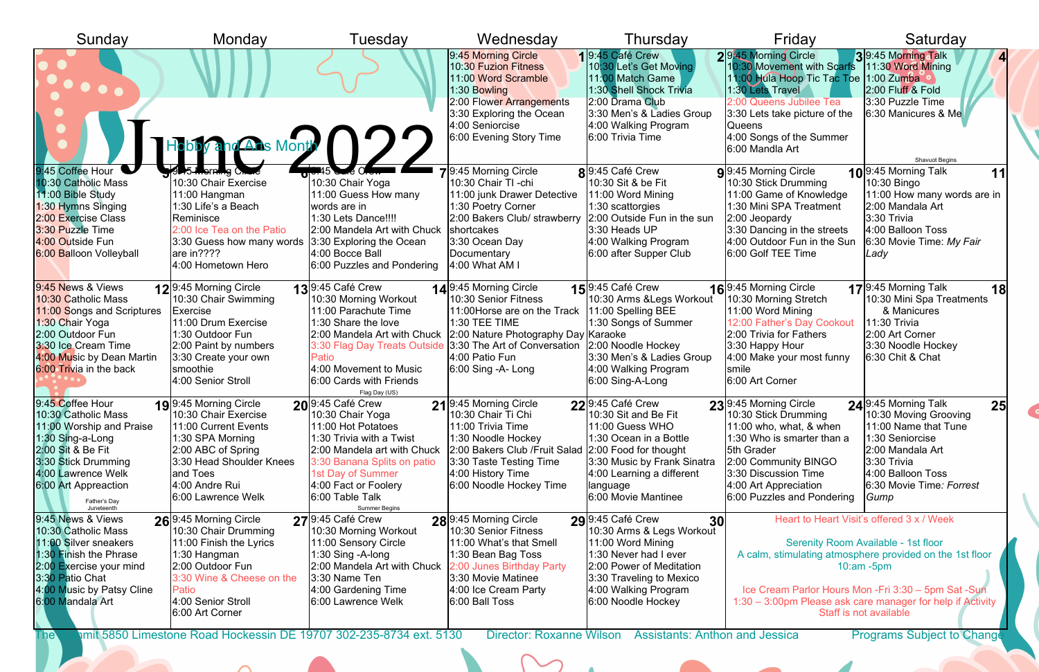# June 2022

## Hobby and Arts Month

| Sunday | Monday | Tuesday | Wednesday | Thursday | Friday | Saturday |
|---|---|---|---|---|---|---|
| | | | **1**<br>9:45 Morning Circle<br>10:30 Fuzion Fitness<br>11:00 Word Scramble<br>1:30 Bowling<br>2:00 Flower Arrangements<br>3:30 Exploring the Ocean<br>4:00 Seniorcise<br>6:00 Evening Story Time | **2**<br>9:45 Café Crew<br>10:30 Let's Get Moving<br>11:00 Match Game<br>1:30 Shell Shock Trivia<br>2:00 Drama Club<br>3:30 Men's & Ladies Group<br>4:00 Walking Program<br>6:00 Trivia Time | **3**<br>9:45 Morning Circle<br>10:30 Movement with Scarfs<br>11:00 Hula Hoop Tic Tac Toe<br>1:30 Lets Travel<br>2:00 Queens Jubilee Tea<br>3:30 Lets take picture of the Queens<br>4:00 Songs of the Summer<br>6:00 Mandla Art | **4**<br>9:45 Morning Talk<br>11:30 Word Mining<br>1:00 Zumba<br>2:00 Fluff & Fold<br>3:30 Puzzle Time<br>6:30 Manicures & Me<br>Shavuot Begins |
| **5**<br>9:45 Coffee Hour<br>10:30 Catholic Mass<br>11:00 Bible Study<br>1:30 Hymns Singing<br>2:00 Exercise Class<br>3:30 Puzzle Time<br>4:00 Outside Fun<br>6:00 Balloon Volleyball | **6**<br>9:45 Morning Circle<br>10:30 Chair Exercise<br>11:00 Hangman<br>1:30 Life's a Beach<br>Reminisce<br>2:00 Ice Tea on the Patio<br>3:30 Guess how many words are in????<br>4:00 Hometown Hero | **7**<br>9:45 Cafe Crew<br>10:30 Chair Yoga<br>11:00 Guess How many words are in<br>1:30 Lets Dance!!!!<br>2:00 Mandela Art with Chuck<br>3:30 Exploring the Ocean<br>4:00 Bocce Ball<br>6:00 Puzzles and Pondering | **8**<br>9:45 Morning Circle<br>10:30 Chair TI -chi<br>11:00 junk Drawer Detective<br>1:30 Poetry Corner<br>2:00 Bakers Club/ strawberry shortcakes<br>3:30 Ocean Day Documentary<br>4:00 What AM I | **9**<br>9:45 Café Crew<br>10:30 Sit & be Fit<br>11:00 Word Mining<br>1:30 scattorgies<br>2:00 Outside Fun in the sun<br>3:30 Heads UP<br>4:00 Walking Program<br>6:00 after Supper Club | **10**<br>9:45 Morning Circle<br>10:30 Stick Drumming<br>11:00 Game of Knowledge<br>1:30 Mini SPA Treatment<br>2:00 Jeopardy<br>3:30 Dancing in the streets<br>4:00 Outdoor Fun in the Sun<br>6:00 Golf TEE Time | **11**<br>9:45 Morning Talk<br>10:30 Bingo<br>11:00 How many words are in<br>2:00 Mandala Art<br>3:30 Trivia<br>4:00 Balloon Toss<br>6:30 Movie Time: *My Fair Lady* |
| **12**<br>9:45 News & Views<br>10:30 Catholic Mass<br>11:00 Songs and Scriptures<br>1:30 Chair Yoga<br>2:00 Outdoor Fun<br>3:30 Ice Cream Time<br>4:00 Music by Dean Martin<br>6:00 Trivia in the back | **13**<br>9:45 Morning Circle<br>10:30 Chair Swimming Exercise<br>11:00 Drum Exercise<br>1:30 Outdoor Fun<br>2:00 Paint by numbers<br>3:30 Create your own smoothie<br>4:00 Senior Stroll | **14**<br>9:45 Café Crew<br>10:30 Morning Workout<br>11:00 Parachute Time<br>1:30 Share the love<br>2:00 Mandela Art with Chuck<br>3:30 Flag Day Treats Outside Patio<br>4:00 Movement to Music<br>6:00 Cards with Friends<br>Flag Day (US) | **15**<br>9:45 Morning Circle<br>10:30 Senior Fitness<br>11:00Horse are on the Track<br>1:30 TEE TIME<br>2:00 Nature Photography Day<br>3:30 The Art of Conversation<br>4:00 Patio Fun<br>6:00 Sing -A- Long | **16**<br>9:45 Café Crew<br>10:30 Arms &Legs Workout<br>11:00 Spelling BEE<br>1:30 Songs of Summer Karaoke<br>2:00 Noodle Hockey<br>3:30 Men's & Ladies Group<br>4:00 Walking Program<br>6:00 Sing-A-Long | **17**<br>9:45 Morning Circle<br>10:30 Morning Stretch<br>11:00 Word Mining<br>12:00 Father's Day Cookout<br>2:00 Trivia for Fathers<br>3:30 Happy Hour<br>4:00 Make your most funny smile<br>6:00 Art Corner | **18**<br>9:45 Morning Talk<br>10:30 Mini Spa Treatments & Manicures<br>11:30 Trivia<br>2:00 Art Corner<br>3:30 Noodle Hockey<br>6:30 Chit & Chat |
| **19**<br>9:45 Coffee Hour<br>10:30 Catholic Mass<br>11:00 Worship and Praise<br>1:30 Sing-a-Long<br>2:00 Sit & Be Fit<br>3:30 Stick Drumming<br>4:00 Lawrence Welk<br>6:00 Art Appreaction<br>Father's Day<br>Juneteenth | **20**<br>9:45 Morning Circle<br>10:30 Chair Exercise<br>11:00 Current Events<br>1:30 SPA Morning<br>2:00 ABC of Spring<br>3:30 Head Shoulder Knees and Toes<br>4:00 Andre Rui<br>6:00 Lawrence Welk | **21**<br>9:45 Café Crew<br>10:30 Chair Yoga<br>11:00 Hot Potatoes<br>1:30 Trivia with a Twist<br>2:00 Mandela Art with Chuck<br>3:30 Banana Splits on patio<br>1st Day of Summer<br>4:00 Fact or Foolery<br>6:00 Table Talk<br>Summer Begins | **22**<br>9:45 Morning Circle<br>10:30 Chair Ti Chi<br>11:00 Trivia Time<br>1:30 Noodle Hockey<br>2:00 Bakers Club /Fruit Salad<br>3:30 Taste Testing Time<br>4:00 History Time<br>6:00 Noodle Hockey Time | **23**<br>9:45 Café Crew<br>10:30 Sit and Be Fit<br>11:00 Guess WHO<br>1:30 Ocean in a Bottle<br>2:00 Food for thought<br>3:30 Music by Frank Sinatra<br>4:00 Learning a different language<br>6:00 Movie Mantinee | **24**<br>9:45 Morning Circle<br>10:30 Stick Drumming<br>11:00 who, what, & when<br>1:30 Who is smarter than a 5th Grader<br>2:00 Community BINGO<br>3:30 Discussion Time<br>4:00 Art Appreciation<br>6:00 Puzzles and Pondering | **25**<br>9:45 Morning Talk<br>10:30 Moving Grooving<br>11:00 Name that Tune<br>1:30 Seniorcise<br>2:00 Mandala Art<br>3:30 Trivia<br>4:00 Balloon Toss<br>6:30 Movie Time: *Forrest Gump* |
| **26**<br>9:45 News & Views<br>10:30 Catholic Mass<br>11:00 Silver sneakers<br>1:30 Finish the Phrase<br>2:00 Exercise your mind<br>3:30 Patio Chat<br>4:00 Music by Patsy Cline<br>6:00 Mandala Art | **27**<br>9:45 Morning Circle<br>10:30 Chair Drumming<br>11:00 Finish the Lyrics<br>1:30 Hangman<br>2:00 Outdoor Fun<br>3:30 Wine & Cheese on the Patio<br>4:00 Senior Stroll<br>6:00 Art Corner | **28**<br>9:45 Café Crew<br>10:30 Morning Workout<br>11:00 Sensory Circle<br>1:30 Sing -A-long<br>2:00 Mandela Art with Chuck<br>3:30 Name Ten<br>4:00 Gardening Time<br>6:00 Lawrence Welk | **29**<br>9:45 Morning Circle<br>10:30 Senior Fitness<br>11:00 What's that Smell<br>1:30 Bean Bag Toss<br>2:00 Junes Birthday Party<br>3:30 Movie Matinee<br>4:00 Ice Cream Party<br>6:00 Ball Toss | **30**<br>9:45 Café Crew<br>10:30 Arms & Legs Workout<br>11:00 Word Mining<br>1:30 Never had I ever<br>2:00 Power of Meditation<br>3:30 Traveling to Mexico<br>4:00 Walking Program<br>6:00 Noodle Hockey | Heart to Heart Visit's offered 3 x / Week<br><br>Serenity Room Available - 1st floor<br>A calm, stimulating atmosphere provided on the 1st floor 10:am -5pm<br><br>Ice Cream Parlor Hours Mon -Fri 3:30 – 5pm Sat -Sun 1:30 – 3:00pm Please ask care manager for help if Activity Staff is not available | |

The Summit 5850 Limestone Road Hockessin DE 19707 302-235-8734 ext. 5130  Director: Roxanne Wilson  Assistants: Anthon and Jessica  Programs Subject to Change